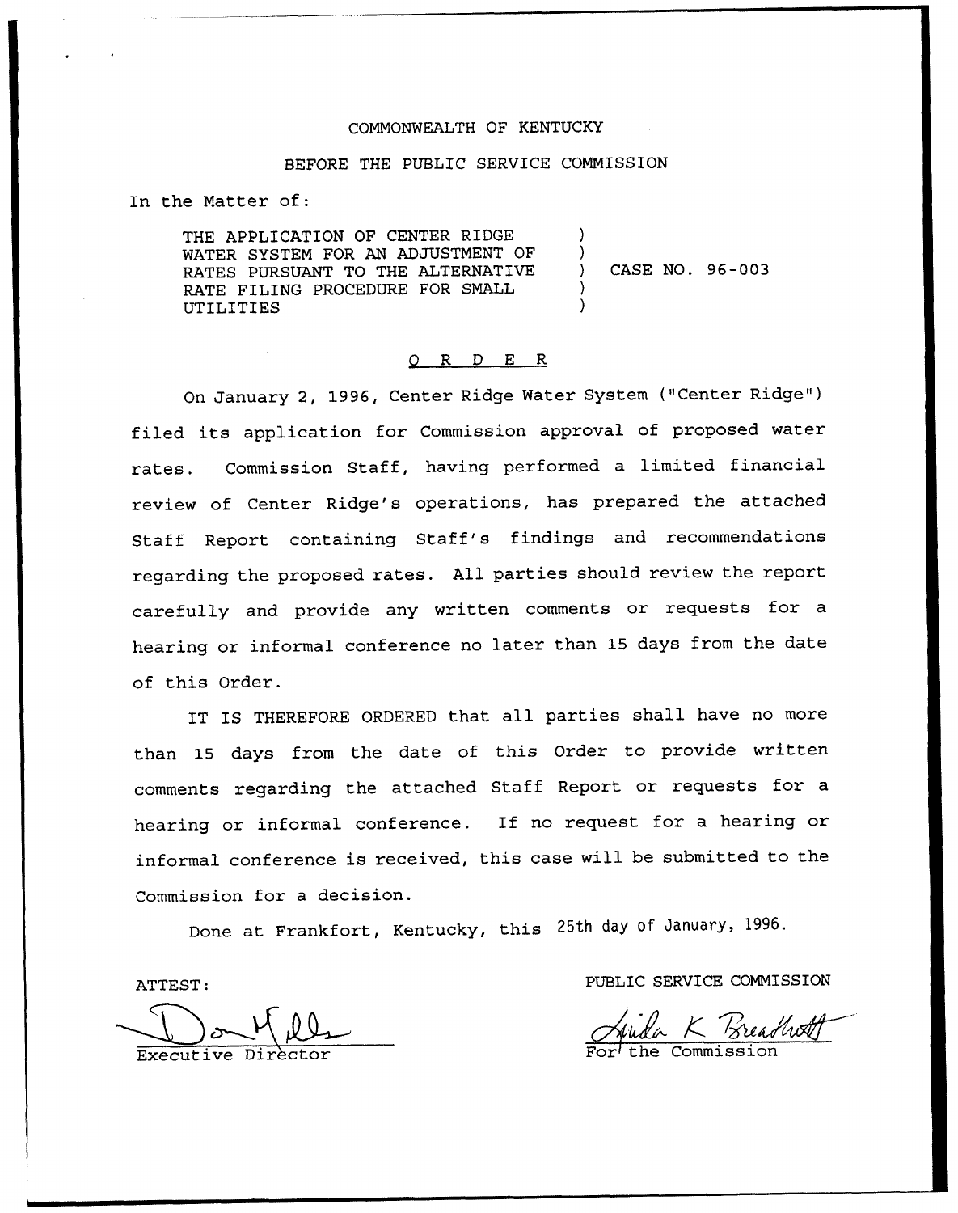COMMONWEALTH OF KENTUCKY

BEFORE THE PUBLIC SERVICE COMMISSION

In the Matter of:

THE APPLICATION OF CENTER RIDGE WATER SYSTEM FOR AN ADJUSTMENT OF RATES PURSUANT TO THE ALTERNATIVE RATE FILING PROCEDURE FOR SMALL UTILITIES ) CASE NO. 96-003

## O R D E R

On January 2, 1996, Center Ridge Water System ("Center Ridge") filed its application for Commission approval of proposed water rates. Commission Staff, having performed a limited financial review of Center Ridge's operations, has prepared the attached Staff Report containing Staff's findings and recommendations regarding the proposed rates. All parties should review the report carefully and provide any written comments or requests for a hearing or informal conference no later than 15 days from the date of this Order.

IT IS THEREFORE ORDERED that all parties shall have no more than 15 days from the date of this Order to provide written comments regarding the attached Staff Report or requests for a hearing or informal conference. If no request for a hearing or informal conference is received, this case will be submitted to the Commission for a decision.

Done at Frankfort, Kentucky, this 25th day of January, 1996.

ATTEST:

Executive Director

PUBLIC SERVICE COMMISSION

For the Commission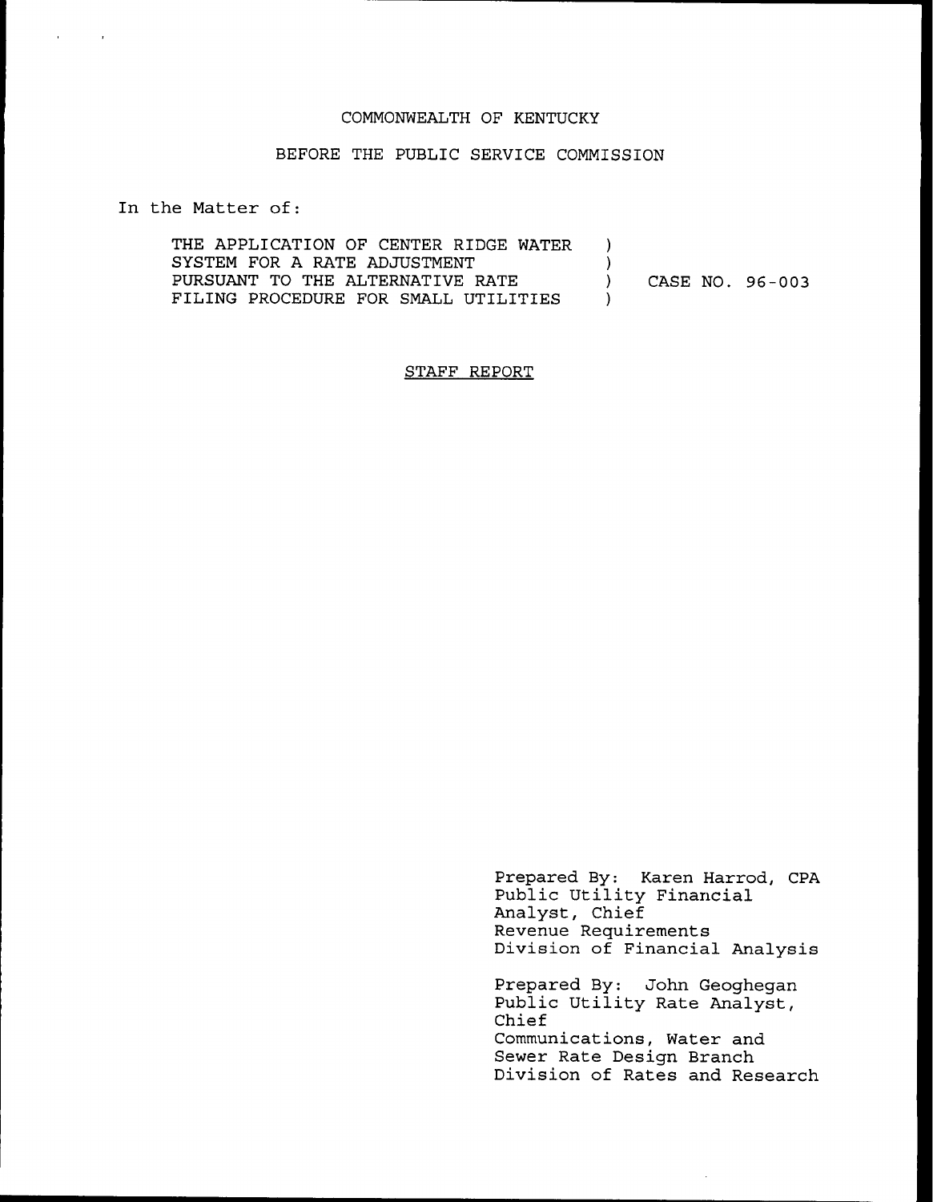COMMONWEALTH OF KENTUCKY

BEFORE THE PUBLIC SERVICE COMMISSION

In the Matter of:

| | | |
|---|---|---|
| THE APPLICATION OF CENTER RIDGE WATER SYSTEM FOR A RATE ADJUSTMENT PURSUANT TO THE ALTERNATIVE RATE FILING PROCEDURE FOR SMALL UTILITIES | ) ) ) ) | CASE NO. 96-003 |

STAFF REPORT

Prepared By: Karen Harrod, CPA
Public Utility Financial
Analyst, Chief
Revenue Requirements
Division of Financial Analysis

Prepared By: John Geoghegan
Public Utility Rate Analyst,
Chief
Communications, Water and
Sewer Rate Design Branch
Division of Rates and Research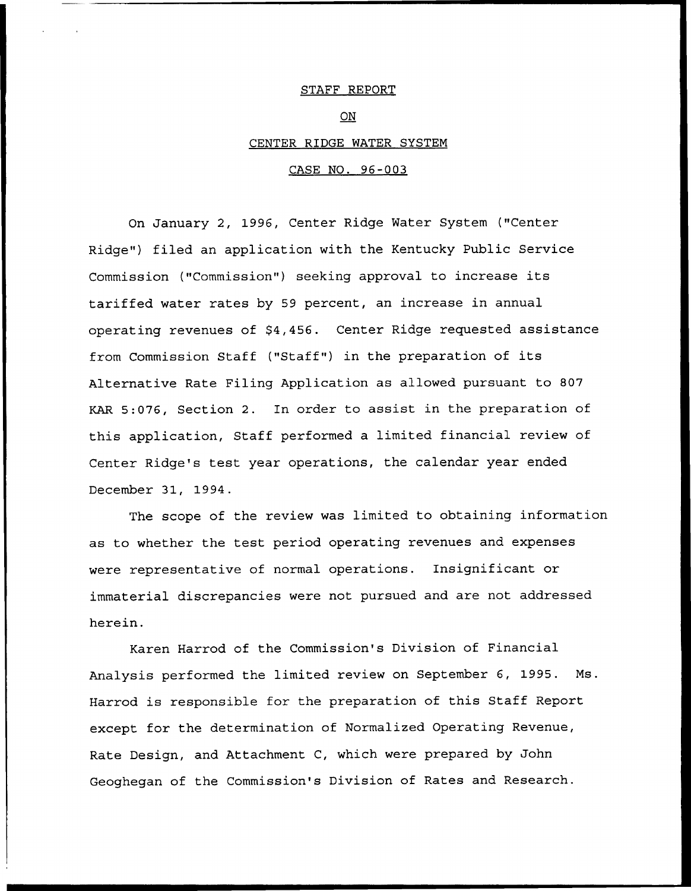# STAFF REPORT

## ON

## CENTER RIDGE WATER SYSTEM

## CASE NO. 96-003

On January 2, 1996, Center Ridge Water System ("Center Ridge") filed an application with the Kentucky Public Service Commission ("Commission") seeking approval to increase its tariffed water rates by 59 percent, an increase in annual operating revenues of $4,456. Center Ridge requested assistance from Commission Staff ("Staff") in the preparation of its Alternative Rate Filing Application as allowed pursuant to 807 KAR 5:076, Section 2. In order to assist in the preparation of this application, Staff performed a limited financial review of Center Ridge's test year operations, the calendar year ended December 31, 1994.

The scope of the review was limited to obtaining information as to whether the test period operating revenues and expenses were representative of normal operations. Insignificant or immaterial discrepancies were not pursued and are not addressed herein.

Karen Harrod of the Commission's Division of Financial Analysis performed the limited review on September 6, 1995. Ms. Harrod is responsible for the preparation of this Staff Report except for the determination of Normalized Operating Revenue, Rate Design, and Attachment C, which were prepared by John Geoghegan of the Commission's Division of Rates and Research.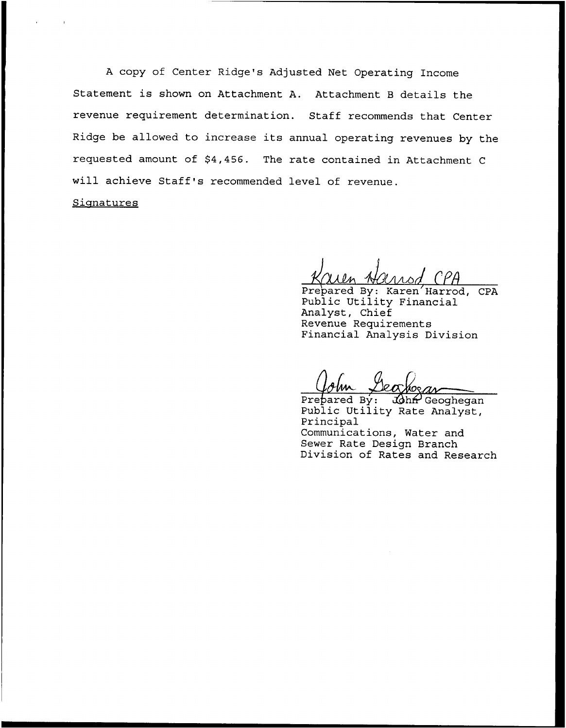A copy of Center Ridge's Adjusted Net Operating Income Statement is shown on Attachment A. Attachment B details the revenue requirement determination. Staff recommends that Center Ridge be allowed to increase its annual operating revenues by the requested amount of $4,456. The rate contained in Attachment C will achieve Staff's recommended level of revenue.

Signatures

Karen Harrod CPA
Prepared By: Karen Harrod, CPA
Public Utility Financial
Analyst, Chief
Revenue Requirements
Financial Analysis Division

John Geoghegan
Prepared By: John Geoghegan
Public Utility Rate Analyst,
Principal
Communications, Water and
Sewer Rate Design Branch
Division of Rates and Research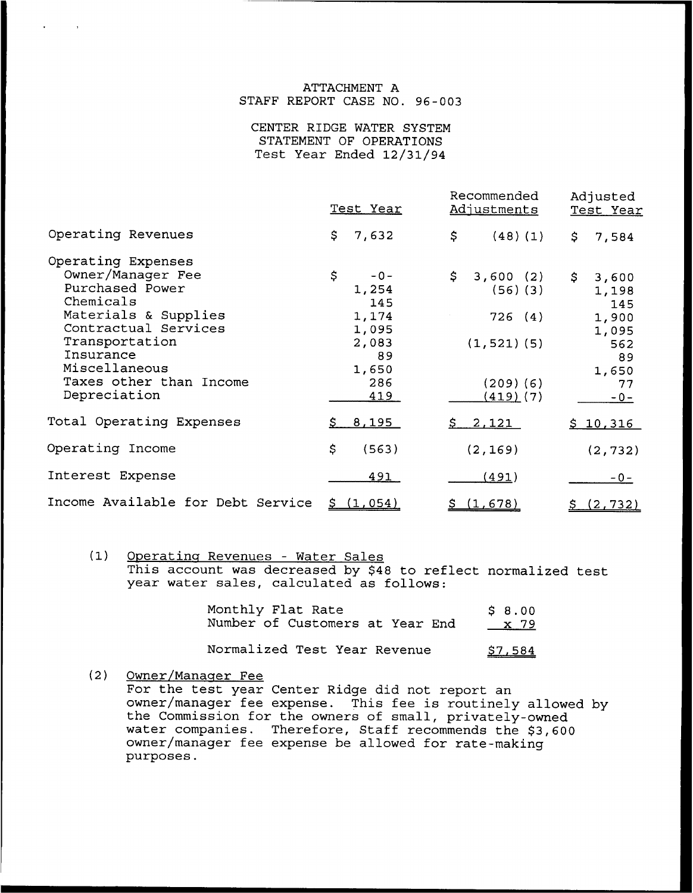ATTACHMENT A
STAFF REPORT CASE NO. 96-003

CENTER RIDGE WATER SYSTEM
STATEMENT OF OPERATIONS
Test Year Ended 12/31/94

| | Test Year | Recommended Adjustments | Adjusted Test Year |
|---|---|---|---|
| Operating Revenues | $ 7,632 | $ (48) (1) | $ 7,584 |
| Operating Expenses | | | |
| Owner/Manager Fee | $ -0- | $ 3,600 (2) | $ 3,600 |
| Purchased Power | 1,254 | (56) (3) | 1,198 |
| Chemicals | 145 | | 145 |
| Materials & Supplies | 1,174 | 726 (4) | 1,900 |
| Contractual Services | 1,095 | | 1,095 |
| Transportation | 2,083 | (1,521) (5) | 562 |
| Insurance | 89 | | 89 |
| Miscellaneous | 1,650 | | 1,650 |
| Taxes other than Income | 286 | (209) (6) | 77 |
| Depreciation | 419 | (419) (7) | -0- |
| Total Operating Expenses | $ 8,195 | $ 2,121 | $ 10,316 |
| Operating Income | $ (563) | (2,169) | (2,732) |
| Interest Expense | 491 | (491) | -0- |
| Income Available for Debt Service | $ (1,054) | $ (1,678) | $ (2,732) |

(1) Operating Revenues - Water Sales
This account was decreased by $48 to reflect normalized test year water sales, calculated as follows:

| | |
|---|---|
| Monthly Flat Rate | $ 8.00 |
| Number of Customers at Year End | x 79 |
| Normalized Test Year Revenue | $7,584 |

(2) Owner/Manager Fee
For the test year Center Ridge did not report an owner/manager fee expense. This fee is routinely allowed by the Commission for the owners of small, privately-owned water companies. Therefore, Staff recommends the $3,600 owner/manager fee expense be allowed for rate-making purposes.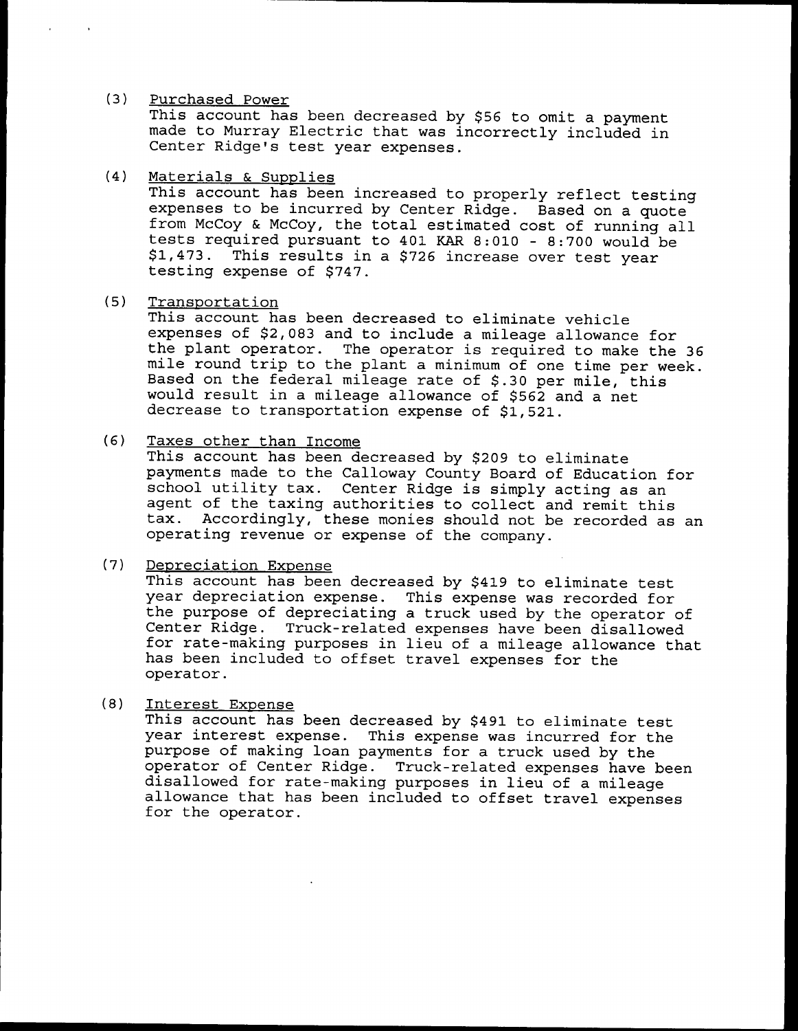(3) Purchased Power

This account has been decreased by $56 to omit a payment made to Murray Electric that was incorrectly included in Center Ridge's test year expenses.

(4) Materials & Supplies

This account has been increased to properly reflect testing expenses to be incurred by Center Ridge. Based on a quote from McCoy & McCoy, the total estimated cost of running all tests required pursuant to 401 KAR 8:010 - 8:700 would be $1,473. This results in a $726 increase over test year testing expense of $747.

(5) Transportation

This account has been decreased to eliminate vehicle expenses of $2,083 and to include a mileage allowance for the plant operator. The operator is required to make the 36 mile round trip to the plant a minimum of one time per week. Based on the federal mileage rate of $.30 per mile, this would result in a mileage allowance of $562 and a net decrease to transportation expense of $1,521.

(6) Taxes other than Income

This account has been decreased by $209 to eliminate payments made to the Calloway County Board of Education for school utility tax. Center Ridge is simply acting as an agent of the taxing authorities to collect and remit this tax. Accordingly, these monies should not be recorded as an operating revenue or expense of the company.

(7) Depreciation Expense

This account has been decreased by $419 to eliminate test year depreciation expense. This expense was recorded for the purpose of depreciating a truck used by the operator of Center Ridge. Truck-related expenses have been disallowed for rate-making purposes in lieu of a mileage allowance that has been included to offset travel expenses for the operator.

(8) Interest Expense

This account has been decreased by $491 to eliminate test year interest expense. This expense was incurred for the purpose of making loan payments for a truck used by the operator of Center Ridge. Truck-related expenses have been disallowed for rate-making purposes in lieu of a mileage allowance that has been included to offset travel expenses for the operator.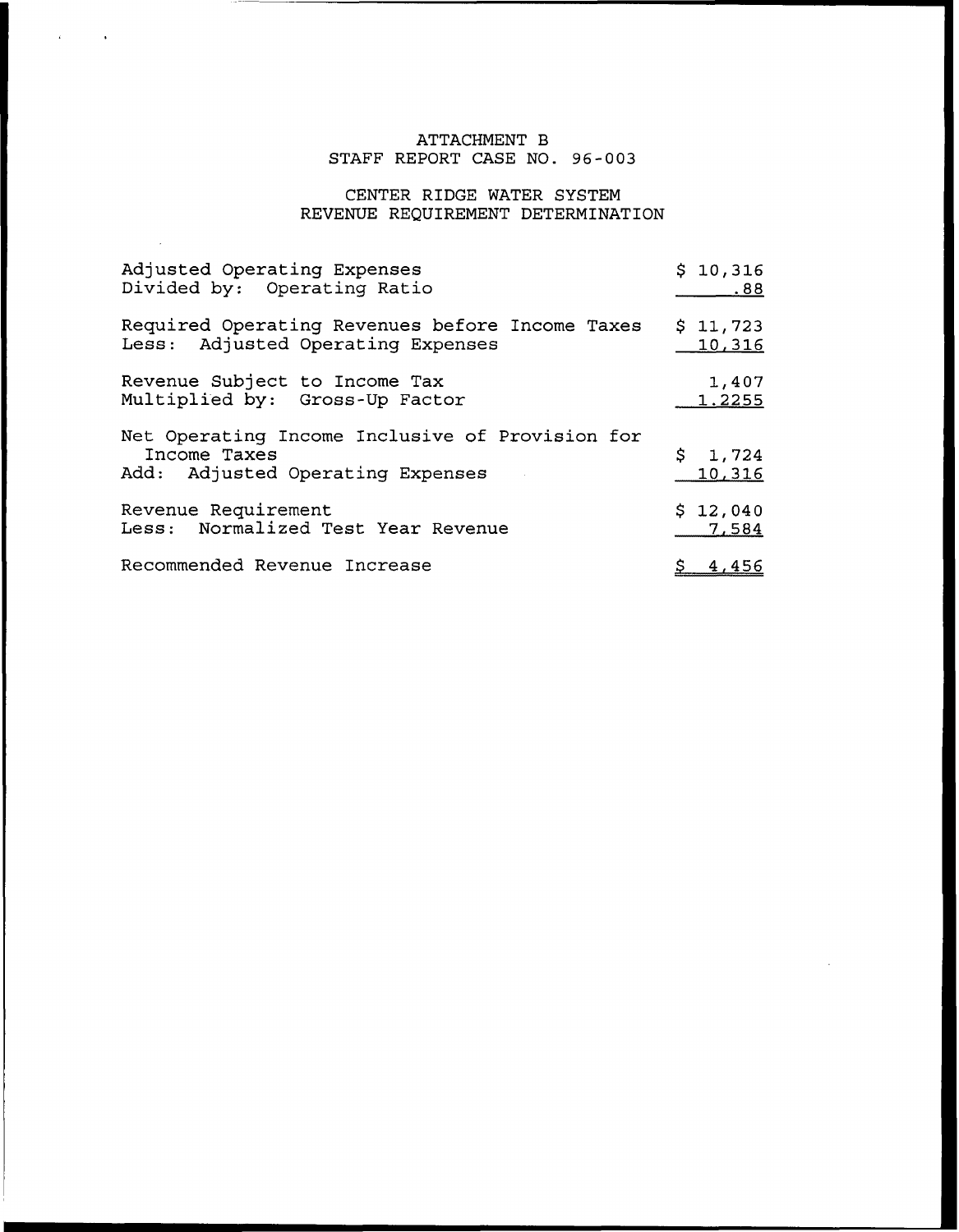ATTACHMENT B
STAFF REPORT CASE NO. 96-003

CENTER RIDGE WATER SYSTEM
REVENUE REQUIREMENT DETERMINATION

| | |
|---|---|
| Adjusted Operating Expenses | $ 10,316 |
| Divided by: Operating Ratio | .88 |
| Required Operating Revenues before Income Taxes | $ 11,723 |
| Less: Adjusted Operating Expenses | 10,316 |
| Revenue Subject to Income Tax | 1,407 |
| Multiplied by: Gross-Up Factor | 1.2255 |
| Net Operating Income Inclusive of Provision for Income Taxes | $ 1,724 |
| Add: Adjusted Operating Expenses | 10,316 |
| Revenue Requirement | $ 12,040 |
| Less: Normalized Test Year Revenue | 7,584 |
| Recommended Revenue Increase | $ 4,456 |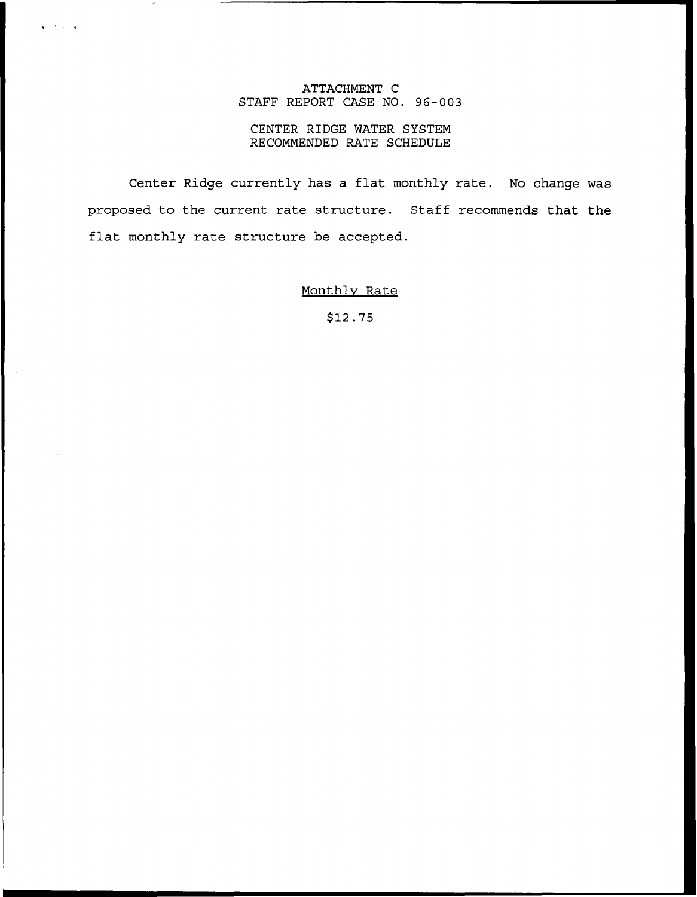# ATTACHMENT C
# STAFF REPORT CASE NO. 96-003

## CENTER RIDGE WATER SYSTEM
## RECOMMENDED RATE SCHEDULE

Center Ridge currently has a flat monthly rate. No change was proposed to the current rate structure. Staff recommends that the flat monthly rate structure be accepted.

Monthly Rate

$12.75